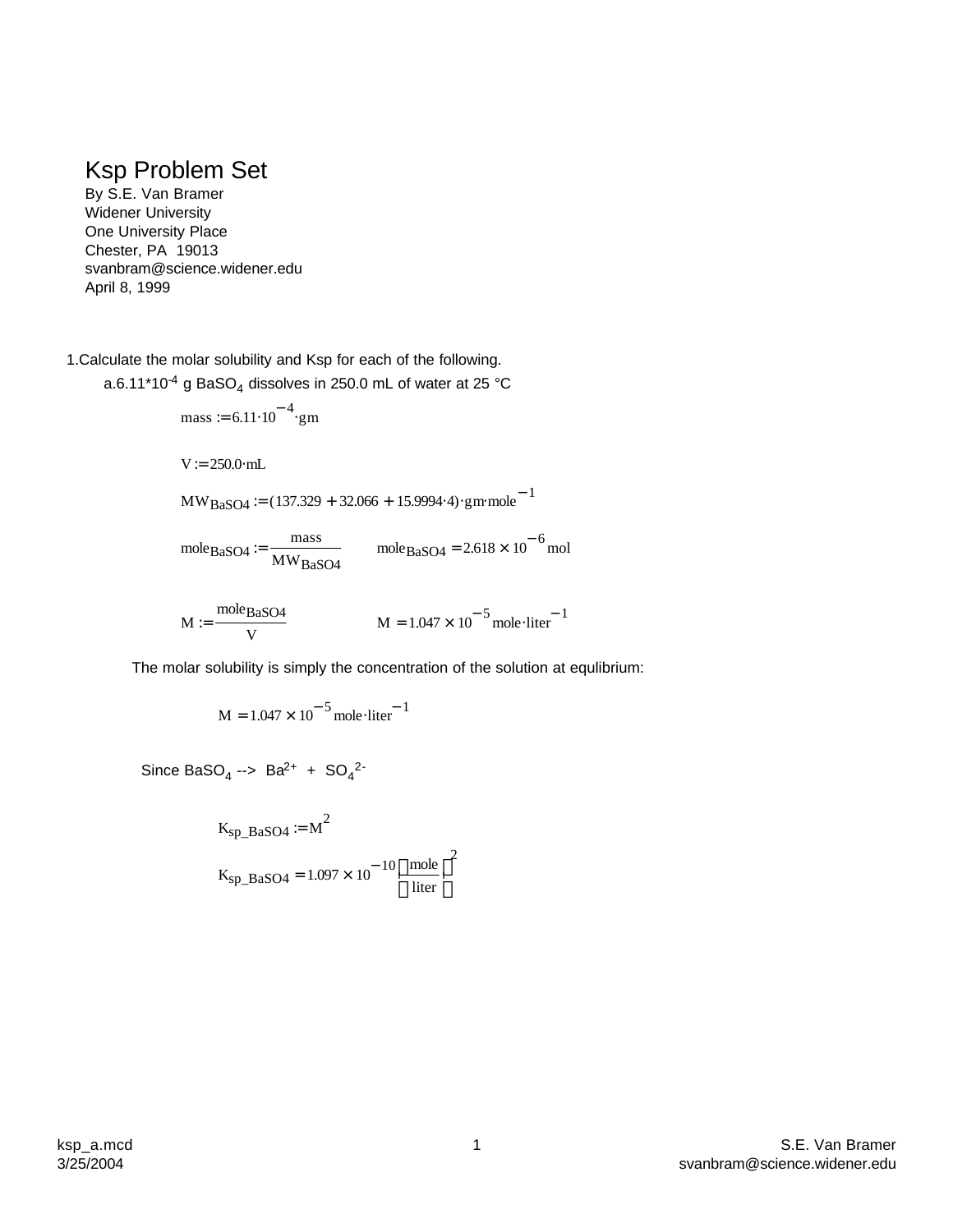# Ksp Problem Set

By S.E. Van Bramer
Widener University
One University Place
Chester, PA 19013
svanbram@science.widener.edu
April 8, 1999

1. Calculate the molar solubility and Ksp for each of the following.

   a. $6.11 \cdot 10^{-4}$ g $BaSO_4$ dissolves in 250.0 mL of water at 25 °C

$$\text{mass} := 6.11 \cdot 10^{-4} \cdot \text{gm}$$

$$V := 250.0 \cdot \text{mL}$$

$$MW_{BaSO4} := (137.329 + 32.066 + 15.9994 \cdot 4) \cdot \text{gm} \cdot \text{mole}^{-1}$$

$$\text{mole}_{BaSO4} := \frac{\text{mass}}{MW_{BaSO4}} \qquad \text{mole}_{BaSO4} = 2.618 \times 10^{-6} \,\text{mol}$$

$$M := \frac{\text{mole}_{BaSO4}}{V} \qquad M = 1.047 \times 10^{-5} \,\text{mole} \cdot \text{liter}^{-1}$$

The molar solubility is simply the concentration of the solution at equlibrium:

$$M = 1.047 \times 10^{-5} \,\text{mole} \cdot \text{liter}^{-1}$$

Since $BaSO_4$ --> $Ba^{2+}$ + $SO_4^{2-}$

$$K_{sp\_BaSO4} := M^2$$

$$K_{sp\_BaSO4} = 1.097 \times 10^{-10} \left(\frac{\text{mole}}{\text{liter}}\right)^2$$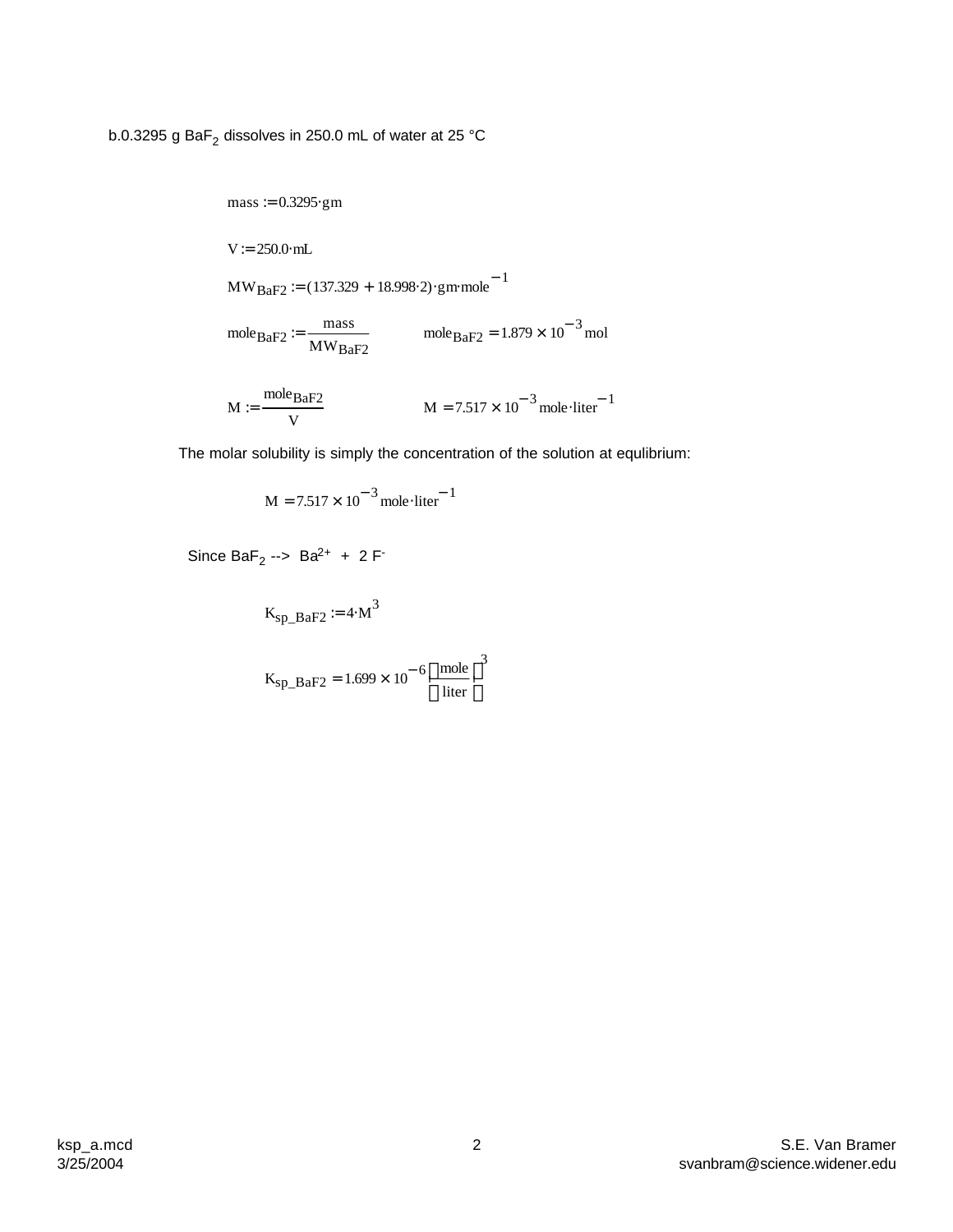b. 0.3295 g $BaF_2$ dissolves in 250.0 mL of water at 25 °C

$$mass := 0.3295 \cdot gm$$

$$V := 250.0 \cdot mL$$

$$MW_{BaF2} := (137.329 + 18.998 \cdot 2) \cdot gm \cdot mole^{-1}$$

$$mole_{BaF2} := \frac{mass}{MW_{BaF2}} \qquad mole_{BaF2} = 1.879 \times 10^{-3}\,mol$$

$$M := \frac{mole_{BaF2}}{V} \qquad M = 7.517 \times 10^{-3}\,mole \cdot liter^{-1}$$

The molar solubility is simply the concentration of the solution at equlibrium:

$$M = 7.517 \times 10^{-3}\,mole \cdot liter^{-1}$$

Since $BaF_2$ --> $Ba^{2+}$ + 2 $F^-$

$$K_{sp\_BaF2} := 4 \cdot M^3$$

$$K_{sp\_BaF2} = 1.699 \times 10^{-6} \left(\frac{mole}{liter}\right)^3$$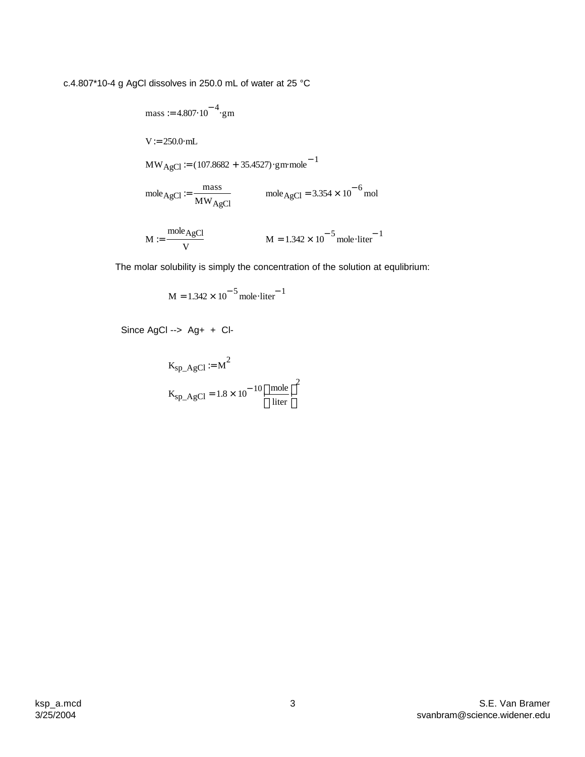c.4.807*10-4 g AgCl dissolves in 250.0 mL of water at 25 °C

$$mass := 4.807 \cdot 10^{-4} \cdot gm$$

$$V := 250.0 \cdot mL$$

$$MW_{AgCl} := (107.8682 + 35.4527) \cdot gm \cdot mole^{-1}$$

$$mole_{AgCl} := \frac{mass}{MW_{AgCl}} \qquad mole_{AgCl} = 3.354 \times 10^{-6}\, mol$$

$$M := \frac{mole_{AgCl}}{V} \qquad M = 1.342 \times 10^{-5}\, mole \cdot liter^{-1}$$

The molar solubility is simply the concentration of the solution at equlibrium:

$$M = 1.342 \times 10^{-5}\, mole \cdot liter^{-1}$$

Since AgCl --> Ag+ + Cl-

$$K_{sp\_AgCl} := M^2$$

$$K_{sp\_AgCl} = 1.8 \times 10^{-10} \left(\frac{mole}{liter}\right)^2$$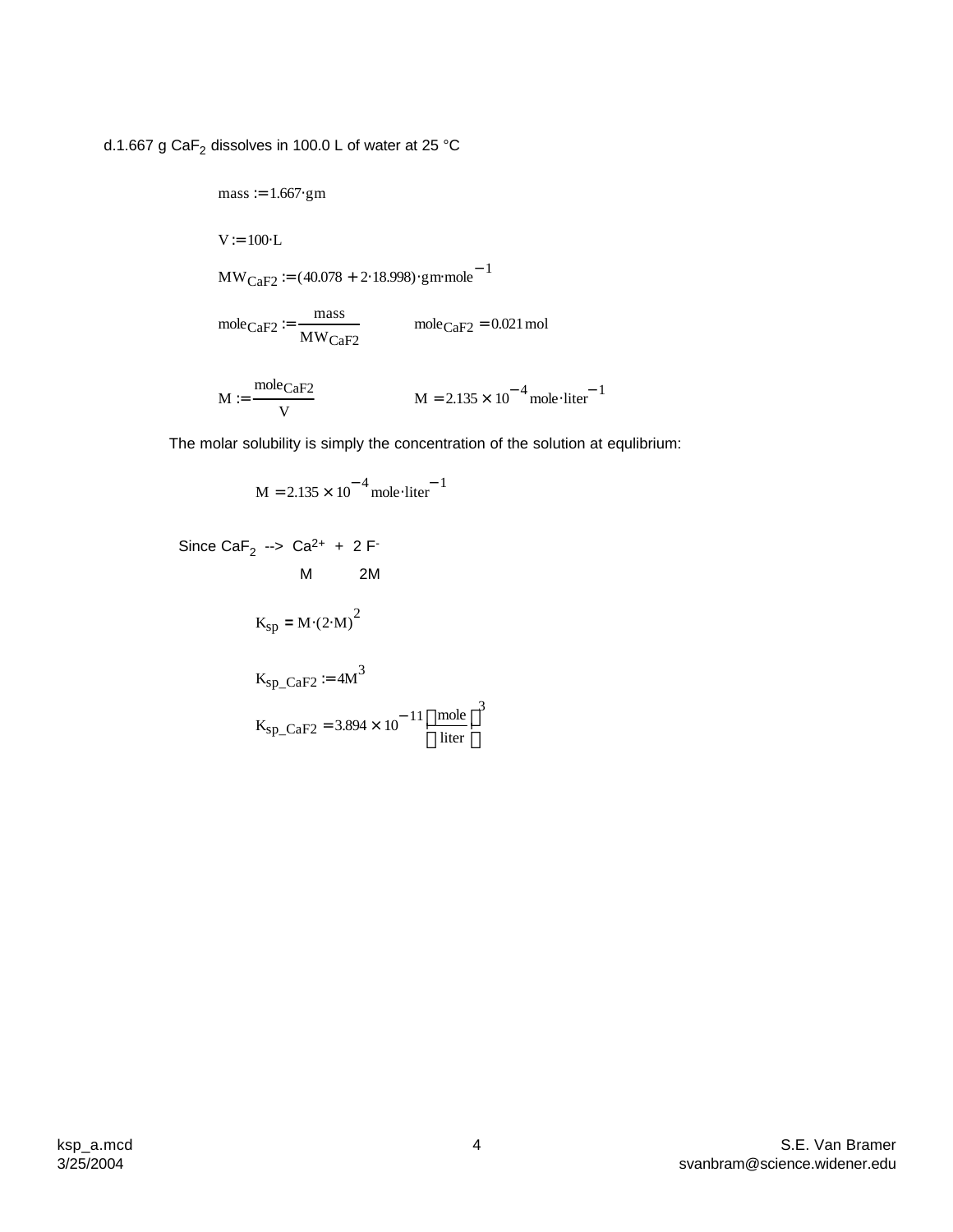d. 1.667 g $CaF_2$ dissolves in 100.0 L of water at 25 °C

$$mass := 1.667 \cdot gm$$

$$V := 100 \cdot L$$

$$MW_{CaF2} := (40.078 + 2 \cdot 18.998) \cdot gm \cdot mole^{-1}$$

$$mole_{CaF2} := \frac{mass}{MW_{CaF2}} \qquad mole_{CaF2} = 0.021\,mol$$

$$M := \frac{mole_{CaF2}}{V} \qquad M = 2.135 \times 10^{-4}\, mole \cdot liter^{-1}$$

The molar solubility is simply the concentration of the solution at equlibrium:

$$M = 2.135 \times 10^{-4}\, mole \cdot liter^{-1}$$

Since $CaF_2$ --> $Ca^{2+}$ + 2 $F^-$

M 2M

$$K_{sp} = M \cdot (2 \cdot M)^2$$

$$K_{sp\_CaF2} := 4M^3$$

$$K_{sp\_CaF2} = 3.894 \times 10^{-11} \left(\frac{mole}{liter}\right)^3$$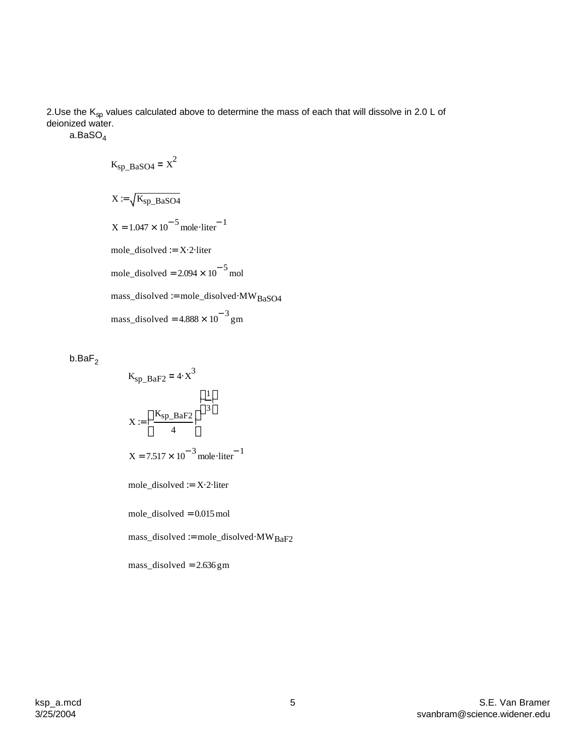2. Use the $K_{sp}$ values calculated above to determine the mass of each that will dissolve in 2.0 L of deionized water.

a. $BaSO_4$

$$K_{sp\_BaSO4} = X^2$$

$$X := \sqrt{K_{sp\_BaSO4}}$$

$$X = 1.047 \times 10^{-5}\,mole \cdot liter^{-1}$$

$$mole\_disolved := X \cdot 2 \cdot liter$$

$$mole\_disolved = 2.094 \times 10^{-5}\,mol$$

$$mass\_disolved := mole\_disolved \cdot MW_{BaSO4}$$

$$mass\_disolved = 4.888 \times 10^{-3}\,gm$$

b. $BaF_2$

$$K_{sp\_BaF2} = 4 \cdot X^3$$

$$X := \left(\frac{K_{sp\_BaF2}}{4}\right)^{\left(\frac{1}{3}\right)}$$

$$X = 7.517 \times 10^{-3}\,mole \cdot liter^{-1}$$

$$mole\_disolved := X \cdot 2 \cdot liter$$

$$mole\_disolved = 0.015\,mol$$

$$mass\_disolved := mole\_disolved \cdot MW_{BaF2}$$

$$mass\_disolved = 2.636\,gm$$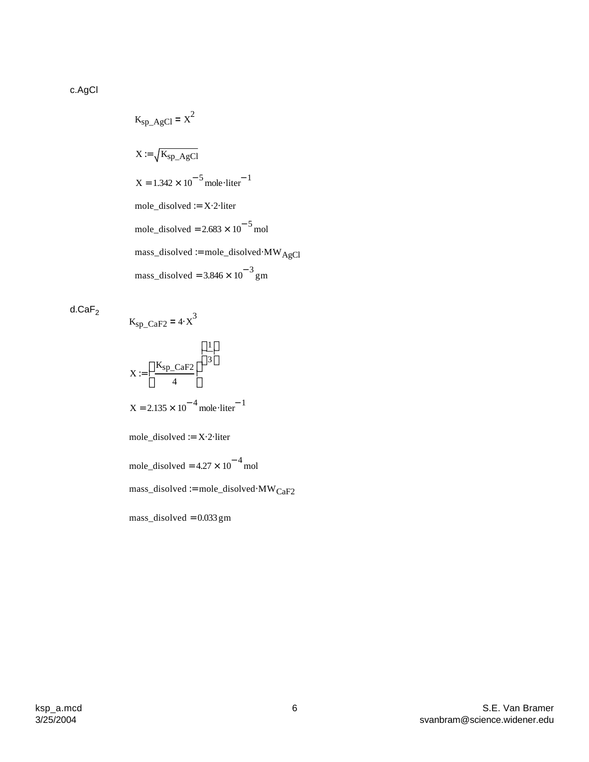c.AgCl

$$K_{sp\_AgCl} = X^2$$

$$X := \sqrt{K_{sp\_AgCl}}$$

$$X = 1.342 \times 10^{-5} \, mole \cdot liter^{-1}$$

$$mole\_disolved := X \cdot 2 \cdot liter$$

$$mole\_disolved = 2.683 \times 10^{-5} \, mol$$

$$mass\_disolved := mole\_disolved \cdot MW_{AgCl}$$

$$mass\_disolved = 3.846 \times 10^{-3} \, gm$$

d.$CaF_2$

$$K_{sp\_CaF2} = 4 \cdot X^3$$

$$X := \left( \frac{K_{sp\_CaF2}}{4} \right)^{\left( \frac{1}{3} \right)}$$

$$X = 2.135 \times 10^{-4} \, mole \cdot liter^{-1}$$

$$mole\_disolved := X \cdot 2 \cdot liter$$

$$mole\_disolved = 4.27 \times 10^{-4} \, mol$$

$$mass\_disolved := mole\_disolved \cdot MW_{CaF2}$$

$$mass\_disolved = 0.033 \, gm$$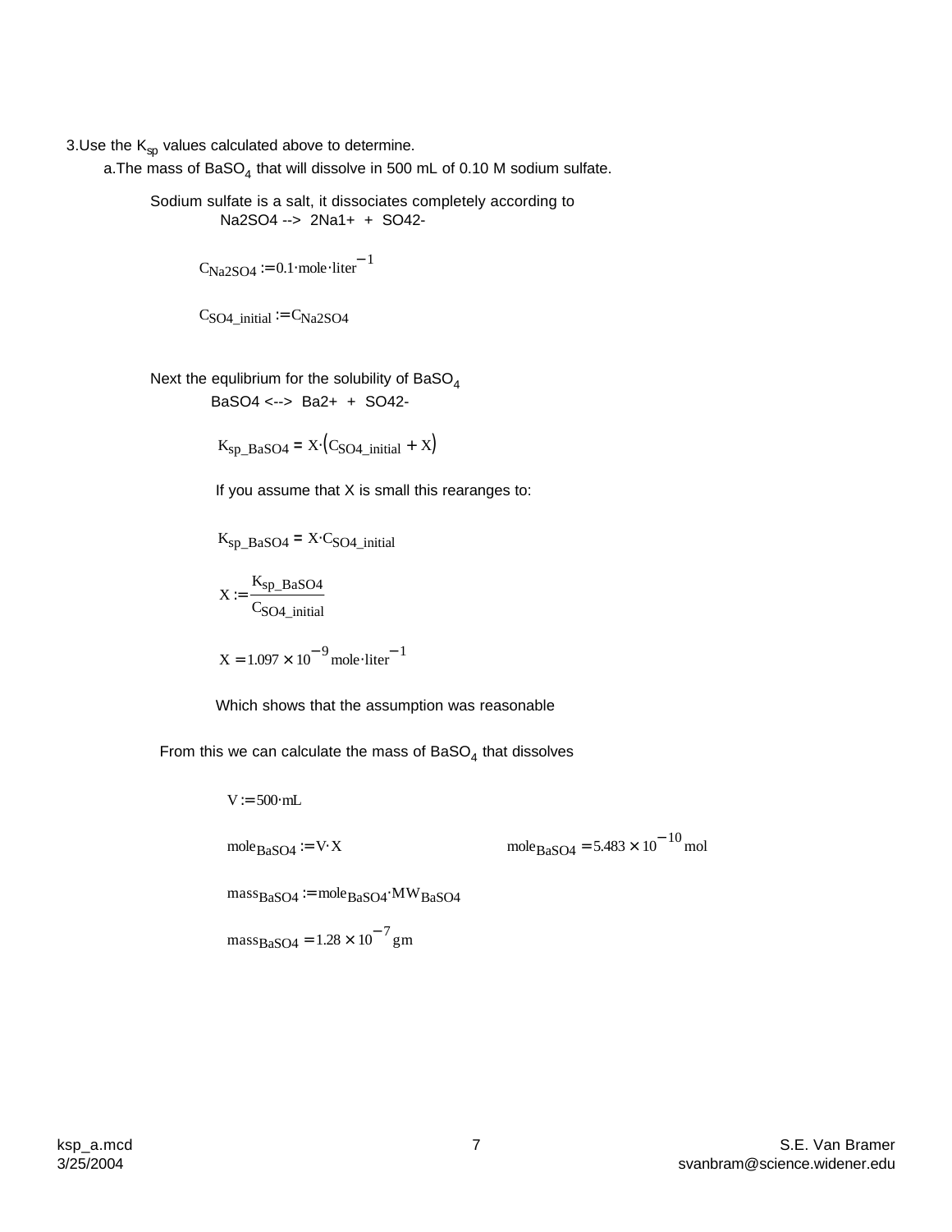3. Use the $K_{sp}$ values calculated above to determine.

a. The mass of $BaSO_4$ that will dissolve in 500 mL of 0.10 M sodium sulfate.

Sodium sulfate is a salt, it dissociates completely according to

Na2SO4 --> 2Na1+ + SO42-

$$C_{Na2SO4} := 0.1 \cdot mole \cdot liter^{-1}$$

$$C_{SO4\_initial} := C_{Na2SO4}$$

Next the equlibrium for the solubility of $BaSO_4$

BaSO4 <--> Ba2+ + SO42-

$$K_{sp\_BaSO4} = X \cdot (C_{SO4\_initial} + X)$$

If you assume that X is small this rearanges to:

$$K_{sp\_BaSO4} = X \cdot C_{SO4\_initial}$$

$$X := \frac{K_{sp\_BaSO4}}{C_{SO4\_initial}}$$

$$X = 1.097 \times 10^{-9} \, mole \cdot liter^{-1}$$

Which shows that the assumption was reasonable

From this we can calculate the mass of $BaSO_4$ that dissolves

$$V := 500 \cdot mL$$

$$mole_{BaSO4} := V \cdot X \qquad mole_{BaSO4} = 5.483 \times 10^{-10} \, mol$$

$$mass_{BaSO4} := mole_{BaSO4} \cdot MW_{BaSO4}$$

$$mass_{BaSO4} = 1.28 \times 10^{-7} \, gm$$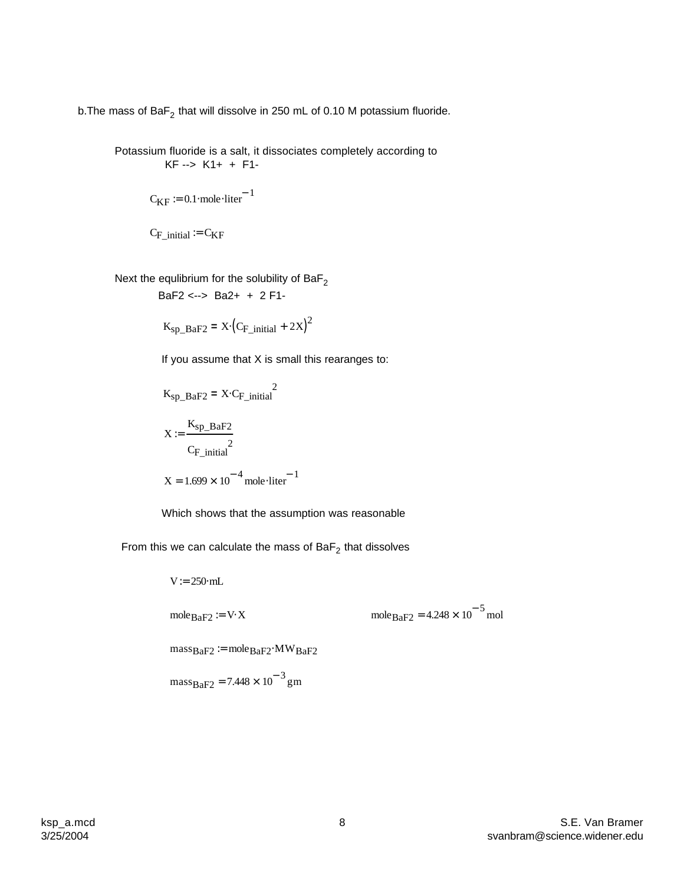b. The mass of $BaF_2$ that will dissolve in 250 mL of 0.10 M potassium fluoride.

Potassium fluoride is a salt, it dissociates completely according to

KF --> K1+ + F1-

$$C_{KF} := 0.1 \cdot mole \cdot liter^{-1}$$

$$C_{F\_initial} := C_{KF}$$

Next the equlibrium for the solubility of $BaF_2$

BaF2 <--> Ba2+ + 2 F1-

$$K_{sp\_BaF2} = X \cdot \left(C_{F\_initial} + 2X\right)^2$$

If you assume that X is small this rearanges to:

$$K_{sp\_BaF2} = X \cdot C_{F\_initial}{}^2$$

$$X := \frac{K_{sp\_BaF2}}{C_{F\_initial}{}^2}$$

$$X = 1.699 \times 10^{-4} \, mole \cdot liter^{-1}$$

Which shows that the assumption was reasonable

From this we can calculate the mass of $BaF_2$ that dissolves

$$V := 250 \cdot mL$$

$$mole_{BaF2} := V \cdot X \qquad\qquad mole_{BaF2} = 4.248 \times 10^{-5} \, mol$$

$$mass_{BaF2} := mole_{BaF2} \cdot MW_{BaF2}$$

$$mass_{BaF2} = 7.448 \times 10^{-3} \, gm$$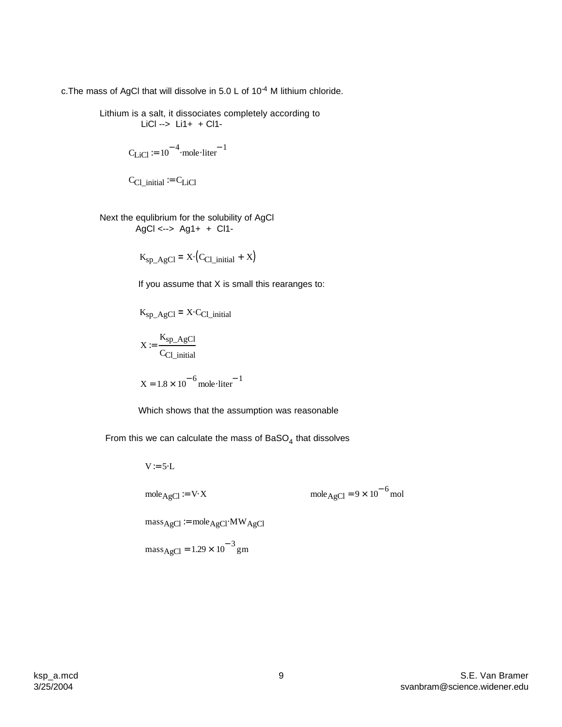c.The mass of AgCl that will dissolve in 5.0 L of $10^{-4}$ M lithium chloride.

Lithium is a salt, it dissociates completely according to

LiCl --> Li1+ + Cl1-

$$C_{LiCl} := 10^{-4} \cdot mole \cdot liter^{-1}$$

$$C_{Cl\_initial} := C_{LiCl}$$

Next the equlibrium for the solubility of AgCl

AgCl <--> Ag1+ + Cl1-

$$K_{sp\_AgCl} = X \cdot (C_{Cl\_initial} + X)$$

If you assume that X is small this rearanges to:

$$K_{sp\_AgCl} = X \cdot C_{Cl\_initial}$$

$$X := \frac{K_{sp\_AgCl}}{C_{Cl\_initial}}$$

$$X = 1.8 \times 10^{-6} \, mole \cdot liter^{-1}$$

Which shows that the assumption was reasonable

From this we can calculate the mass of $BaSO_4$ that dissolves

$$V := 5 \cdot L$$

$$mole_{AgCl} := V \cdot X \qquad mole_{AgCl} = 9 \times 10^{-6} \, mol$$

$$mass_{AgCl} := mole_{AgCl} \cdot MW_{AgCl}$$

$$mass_{AgCl} = 1.29 \times 10^{-3} \, gm$$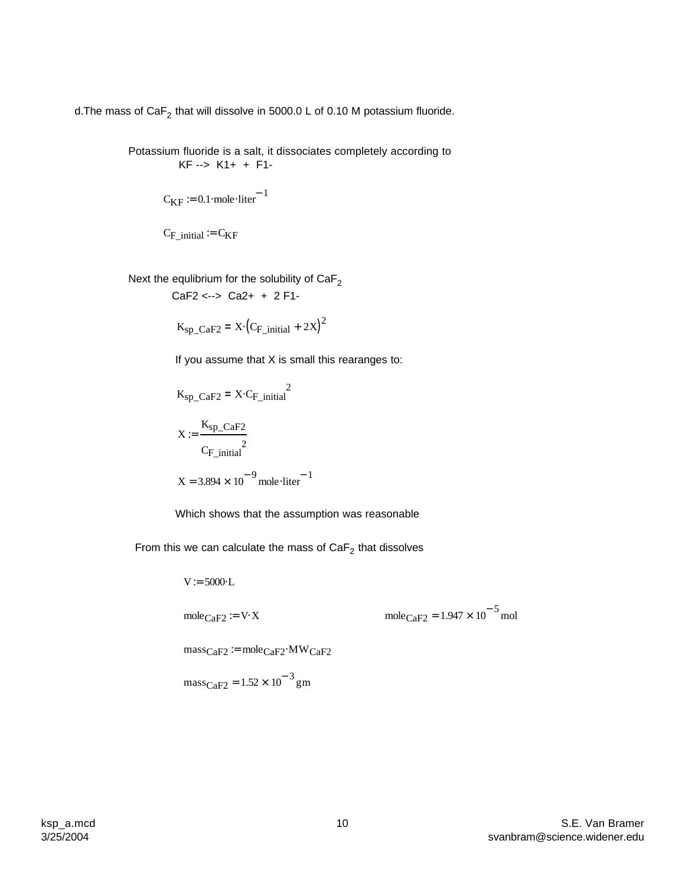d. The mass of $CaF_2$ that will dissolve in 5000.0 L of 0.10 M potassium fluoride.

Potassium fluoride is a salt, it dissociates completely according to

KF --> K1+ + F1-

$$C_{KF} := 0.1 \cdot mole \cdot liter^{-1}$$

$$C_{F\_initial} := C_{KF}$$

Next the equlibrium for the solubility of $CaF_2$

CaF2 <--> Ca2+ + 2 F1-

$$K_{sp\_CaF2} = X \cdot \left(C_{F\_initial} + 2X\right)^2$$

If you assume that X is small this rearanges to:

$$K_{sp\_CaF2} = X \cdot C_{F\_initial}^{\;2}$$

$$X := \frac{K_{sp\_CaF2}}{C_{F\_initial}^{\;2}}$$

$$X = 3.894 \times 10^{-9}\, mole \cdot liter^{-1}$$

Which shows that the assumption was reasonable

From this we can calculate the mass of $CaF_2$ that dissolves

$$V := 5000 \cdot L$$

$$mole_{CaF2} := V \cdot X \qquad\qquad mole_{CaF2} = 1.947 \times 10^{-5}\, mol$$

$$mass_{CaF2} := mole_{CaF2} \cdot MW_{CaF2}$$

$$mass_{CaF2} = 1.52 \times 10^{-3}\, gm$$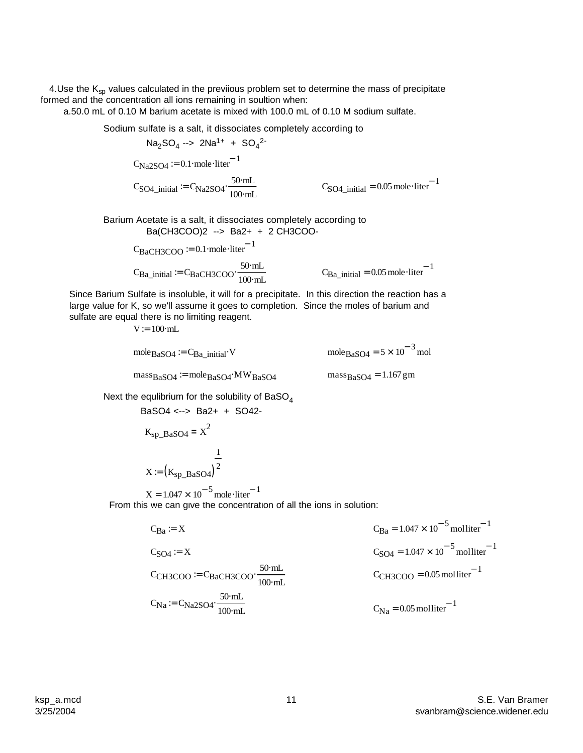4. Use the $K_{sp}$ values calculated in the previious problem set to determine the mass of precipitate formed and the concentration all ions remaining in soultion when:

a. 50.0 mL of 0.10 M barium acetate is mixed with 100.0 mL of 0.10 M sodium sulfate.

Sodium sulfate is a salt, it dissociates completely according to

$$Na_2SO_4 \rightarrow 2Na^{1+} + SO_4^{2-}$$

$$C_{Na2SO4} := 0.1 \cdot mole \cdot liter^{-1}$$

$$C_{SO4\_initial} := C_{Na2SO4} \cdot \frac{50 \cdot mL}{100 \cdot mL} \qquad C_{SO4\_initial} = 0.05\, mole \cdot liter^{-1}$$

Barium Acetate is a salt, it dissociates completely according to

$$Ba(CH3COO)2 \rightarrow Ba2+ + 2\, CH3COO-$$

$$C_{BaCH3COO} := 0.1 \cdot mole \cdot liter^{-1}$$

$$C_{Ba\_initial} := C_{BaCH3COO} \cdot \frac{50 \cdot mL}{100 \cdot mL} \qquad C_{Ba\_initial} = 0.05\, mole \cdot liter^{-1}$$

Since Barium Sulfate is insoluble, it will for a precipitate. In this direction the reaction has a large value for K, so we'll assume it goes to completion. Since the moles of barium and sulfate are equal there is no limiting reagent.

$$V := 100 \cdot mL$$

$$mole_{BaSO4} := C_{Ba\_initial} \cdot V \qquad mole_{BaSO4} = 5 \times 10^{-3}\, mol$$

$$mass_{BaSO4} := mole_{BaSO4} \cdot MW_{BaSO4} \qquad mass_{BaSO4} = 1.167\, gm$$

Next the equlibrium for the solubility of $BaSO_4$

$$BaSO4 \leftrightarrow Ba2+ + SO42-$$

$$K_{sp\_BaSO4} = X^2$$

$$X := \left(K_{sp\_BaSO4}\right)^{\frac{1}{2}}$$

$$X = 1.047 \times 10^{-5}\, mole \cdot liter^{-1}$$

From this we can give the concentration of all the ions in solution:

$$C_{Ba} := X \qquad C_{Ba} = 1.047 \times 10^{-5}\, mol liter^{-1}$$

$$C_{SO4} := X \qquad C_{SO4} = 1.047 \times 10^{-5}\, mol liter^{-1}$$

$$C_{CH3COO} := C_{BaCH3COO} \cdot \frac{50 \cdot mL}{100 \cdot mL} \qquad C_{CH3COO} = 0.05\, mol liter^{-1}$$

$$C_{Na} := C_{Na2SO4} \cdot \frac{50 \cdot mL}{100 \cdot mL} \qquad C_{Na} = 0.05\, mol liter^{-1}$$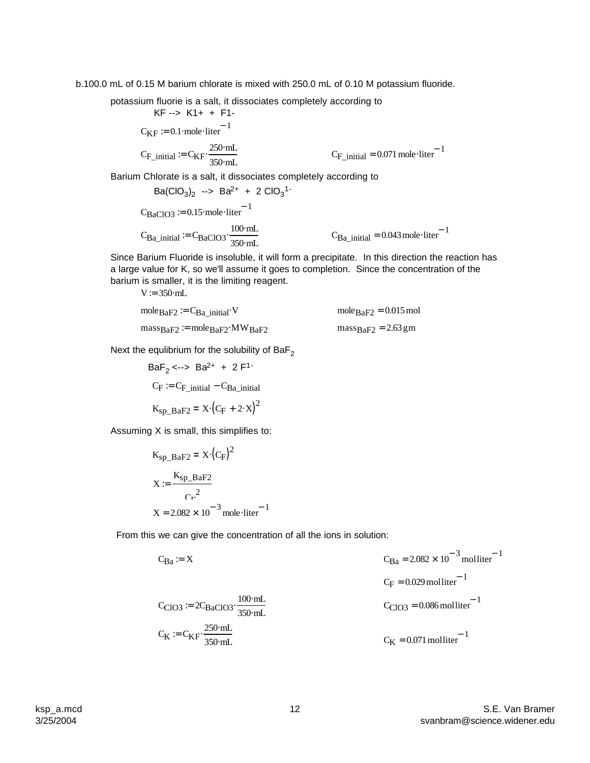b. 100.0 mL of 0.15 M barium chlorate is mixed with 250.0 mL of 0.10 M potassium fluoride.

potassium fluorie is a salt, it dissociates completely according to

KF --> $K^{1+}$ + $F^{1-}$

$$C_{KF} := 0.1 \cdot mole \cdot liter^{-1}$$

$$C_{F\_initial} := C_{KF} \cdot \frac{250 \cdot mL}{350 \cdot mL} \qquad C_{F\_initial} = 0.071\, mole \cdot liter^{-1}$$

Barium Chlorate is a salt, it dissociates completely according to

$Ba(ClO_3)_2$ --> $Ba^{2+}$ + 2 $ClO_3^{1-}$

$$C_{BaClO3} := 0.15 \cdot mole \cdot liter^{-1}$$

$$C_{Ba\_initial} := C_{BaClO3} \cdot \frac{100 \cdot mL}{350 \cdot mL} \qquad C_{Ba\_initial} = 0.043\, mole \cdot liter^{-1}$$

Since Barium Fluoride is insoluble, it will form a precipitate. In this direction the reaction has a large value for K, so we'll assume it goes to completion. Since the concentration of the barium is smaller, it is the limiting reagent.

$$V := 350 \cdot mL$$

$$mole_{BaF2} := C_{Ba\_initial} \cdot V \qquad mole_{BaF2} = 0.015\, mol$$

$$mass_{BaF2} := mole_{BaF2} \cdot MW_{BaF2} \qquad mass_{BaF2} = 2.63\, gm$$

Next the equlibrium for the solubility of $BaF_2$

$BaF_2$ <--> $Ba^{2+}$ + 2 $F^{1-}$

$$C_F := C_{F\_initial} - C_{Ba\_initial}$$

$$K_{sp\_BaF2} = X \cdot (C_F + 2 \cdot X)^2$$

Assuming X is small, this simplifies to:

$$K_{sp\_BaF2} = X \cdot (C_F)^2$$

$$X := \frac{K_{sp\_BaF2}}{C_F^{\,2}}$$

$$X = 2.082 \times 10^{-3}\, mole \cdot liter^{-1}$$

From this we can give the concentration of all the ions in solution:

$$C_{Ba} := X \qquad C_{Ba} = 2.082 \times 10^{-3}\, mol\, liter^{-1}$$

$$C_F = 0.029\, mol\, liter^{-1}$$

$$C_{ClO3} := 2 C_{BaClO3} \cdot \frac{100 \cdot mL}{350 \cdot mL} \qquad C_{ClO3} = 0.086\, mol\, liter^{-1}$$

$$C_K := C_{KF} \cdot \frac{250 \cdot mL}{350 \cdot mL} \qquad C_K = 0.071\, mol\, liter^{-1}$$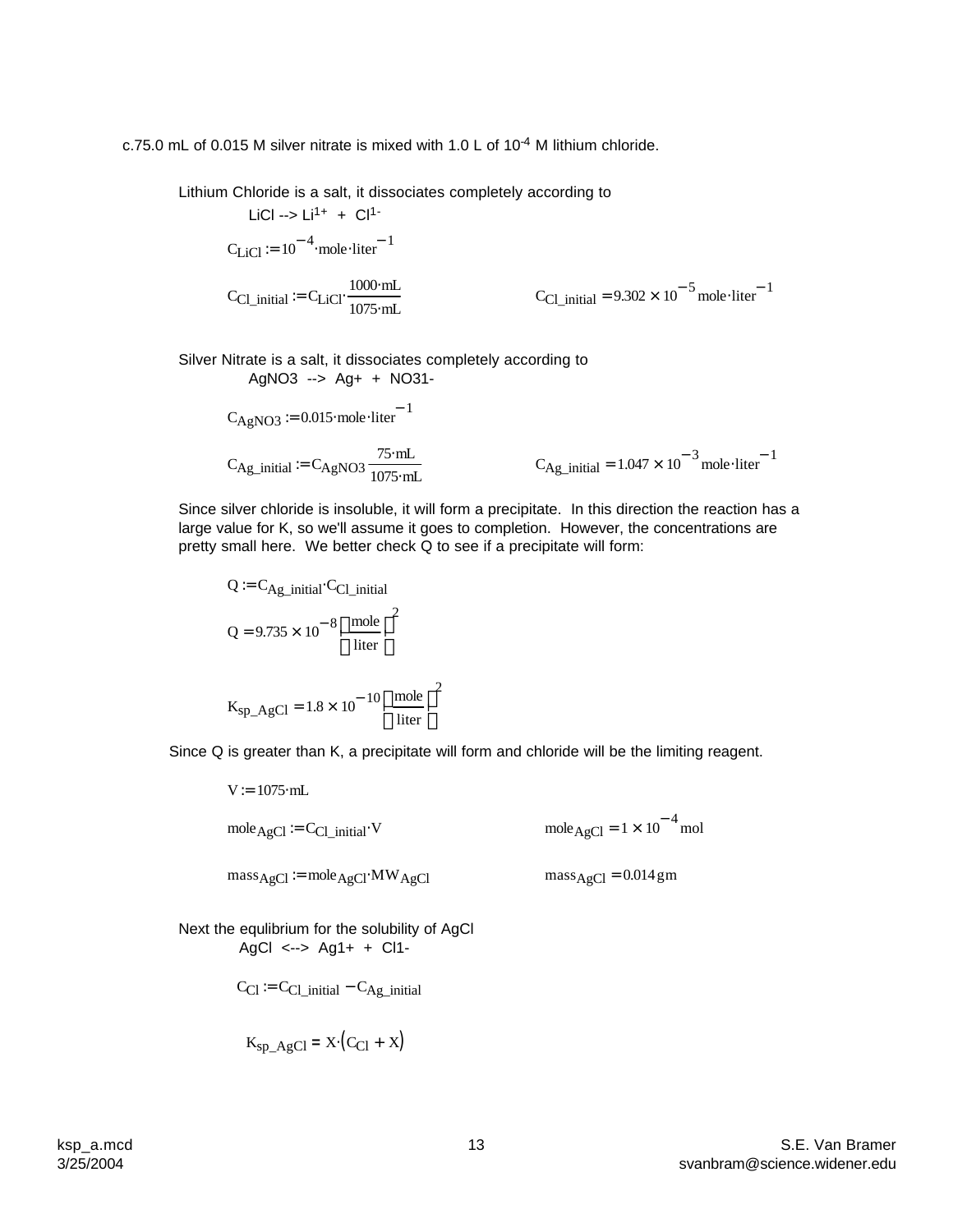c.75.0 mL of 0.015 M silver nitrate is mixed with 1.0 L of $10^{-4}$ M lithium chloride.

Lithium Chloride is a salt, it dissociates completely according to

LiCl --> $Li^{1+}$ + $Cl^{1-}$

$$C_{LiCl} := 10^{-4} \cdot \text{mole} \cdot \text{liter}^{-1}$$

$$C_{Cl\_initial} := C_{LiCl} \cdot \frac{1000 \cdot \text{mL}}{1075 \cdot \text{mL}} \qquad C_{Cl\_initial} = 9.302 \times 10^{-5} \,\text{mole} \cdot \text{liter}^{-1}$$

Silver Nitrate is a salt, it dissociates completely according to

AgNO3 --> Ag+ + NO31-

$$C_{AgNO3} := 0.015 \cdot \text{mole} \cdot \text{liter}^{-1}$$

$$C_{Ag\_initial} := C_{AgNO3} \cdot \frac{75 \cdot \text{mL}}{1075 \cdot \text{mL}} \qquad C_{Ag\_initial} = 1.047 \times 10^{-3} \,\text{mole} \cdot \text{liter}^{-1}$$

Since silver chloride is insoluble, it will form a precipitate. In this direction the reaction has a large value for K, so we'll assume it goes to completion. However, the concentrations are pretty small here. We better check Q to see if a precipitate will form:

$$Q := C_{Ag\_initial} \cdot C_{Cl\_initial}$$

$$Q = 9.735 \times 10^{-8} \left(\frac{\text{mole}}{\text{liter}}\right)^2$$

$$K_{sp\_AgCl} = 1.8 \times 10^{-10} \left(\frac{\text{mole}}{\text{liter}}\right)^2$$

Since Q is greater than K, a precipitate will form and chloride will be the limiting reagent.

$$V := 1075 \cdot \text{mL}$$

$$\text{mole}_{AgCl} := C_{Cl\_initial} \cdot V \qquad \text{mole}_{AgCl} = 1 \times 10^{-4} \,\text{mol}$$

$$\text{mass}_{AgCl} := \text{mole}_{AgCl} \cdot MW_{AgCl} \qquad \text{mass}_{AgCl} = 0.014 \,\text{gm}$$

Next the equlibrium for the solubility of AgCl

AgCl <--> Ag1+ + Cl1-

$$C_{Cl} := C_{Cl\_initial} - C_{Ag\_initial}$$

$$K_{sp\_AgCl} = X \cdot \left(C_{Cl} + X\right)$$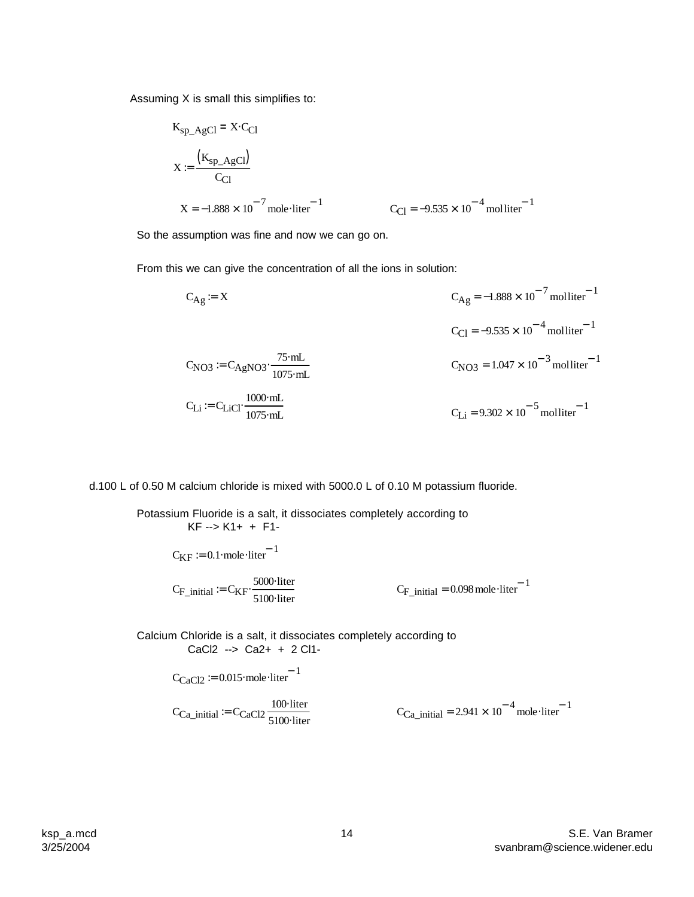Assuming X is small this simplifies to:

$$K_{sp\_AgCl} = X \cdot C_{Cl}$$

$$X := \frac{\left(K_{sp\_AgCl}\right)}{C_{Cl}}$$

$$X = -1.888 \times 10^{-7}\,\text{mole} \cdot \text{liter}^{-1} \qquad C_{Cl} = -9.535 \times 10^{-4}\,\text{mol liter}^{-1}$$

So the assumption was fine and now we can go on.

From this we can give the concentration of all the ions in solution:

$$C_{Ag} := X \qquad C_{Ag} = -1.888 \times 10^{-7}\,\text{mol liter}^{-1}$$

$$C_{Cl} = -9.535 \times 10^{-4}\,\text{mol liter}^{-1}$$

$$C_{NO3} := C_{AgNO3} \cdot \frac{75 \cdot \text{mL}}{1075 \cdot \text{mL}} \qquad C_{NO3} = 1.047 \times 10^{-3}\,\text{mol liter}^{-1}$$

$$C_{Li} := C_{LiCl} \cdot \frac{1000 \cdot \text{mL}}{1075 \cdot \text{mL}} \qquad C_{Li} = 9.302 \times 10^{-5}\,\text{mol liter}^{-1}$$

d.100 L of 0.50 M calcium chloride is mixed with 5000.0 L of 0.10 M potassium fluoride.

Potassium Fluoride is a salt, it dissociates completely according to

KF --> K1+ + F1-

$$C_{KF} := 0.1 \cdot \text{mole} \cdot \text{liter}^{-1}$$

$$C_{F\_initial} := C_{KF} \cdot \frac{5000 \cdot \text{liter}}{5100 \cdot \text{liter}} \qquad C_{F\_initial} = 0.098\,\text{mole} \cdot \text{liter}^{-1}$$

Calcium Chloride is a salt, it dissociates completely according to

CaCl2 --> Ca2+ + 2 Cl1-

$$C_{CaCl2} := 0.015 \cdot \text{mole} \cdot \text{liter}^{-1}$$

$$C_{Ca\_initial} := C_{CaCl2} \frac{100 \cdot \text{liter}}{5100 \cdot \text{liter}} \qquad C_{Ca\_initial} = 2.941 \times 10^{-4}\,\text{mole} \cdot \text{liter}^{-1}$$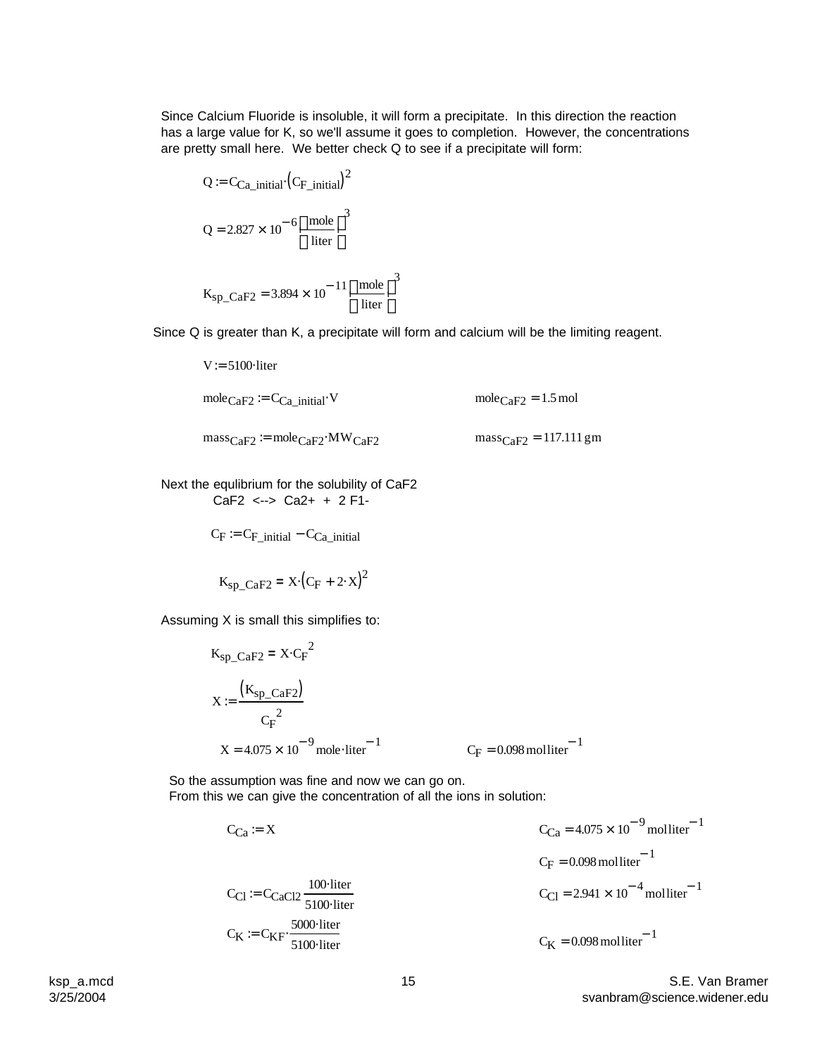Since Calcium Fluoride is insoluble, it will form a precipitate. In this direction the reaction has a large value for K, so we'll assume it goes to completion. However, the concentrations are pretty small here. We better check Q to see if a precipitate will form:

$$Q := C_{Ca\_initial} \cdot \left(C_{F\_initial}\right)^2$$

$$Q = 2.827 \times 10^{-6} \left(\frac{mole}{liter}\right)^3$$

$$K_{sp\_CaF2} = 3.894 \times 10^{-11} \left(\frac{mole}{liter}\right)^3$$

Since Q is greater than K, a precipitate will form and calcium will be the limiting reagent.

$$V := 5100 \cdot liter$$

$$mole_{CaF2} := C_{Ca\_initial} \cdot V \qquad mole_{CaF2} = 1.5\,mol$$

$$mass_{CaF2} := mole_{CaF2} \cdot MW_{CaF2} \qquad mass_{CaF2} = 117.111\,gm$$

Next the equlibrium for the solubility of CaF2

CaF2 <--> Ca2+ + 2 F1-

$$C_F := C_{F\_initial} - C_{Ca\_initial}$$

$$K_{sp\_CaF2} = X \cdot \left(C_F + 2 \cdot X\right)^2$$

Assuming X is small this simplifies to:

$$K_{sp\_CaF2} = X \cdot {C_F}^2$$

$$X := \frac{\left(K_{sp\_CaF2}\right)}{{C_F}^2}$$

$$X = 4.075 \times 10^{-9}\,mole \cdot liter^{-1} \qquad C_F = 0.098\,mol\,liter^{-1}$$

So the assumption was fine and now we can go on.
From this we can give the concentration of all the ions in solution:

$$C_{Ca} := X \qquad C_{Ca} = 4.075 \times 10^{-9}\,mol\,liter^{-1}$$

$$C_F = 0.098\,mol\,liter^{-1}$$

$$C_{Cl} := C_{CaCl2} \frac{100 \cdot liter}{5100 \cdot liter} \qquad C_{Cl} = 2.941 \times 10^{-4}\,mol\,liter^{-1}$$

$$C_K := C_{KF} \cdot \frac{5000 \cdot liter}{5100 \cdot liter} \qquad C_K = 0.098\,mol\,liter^{-1}$$